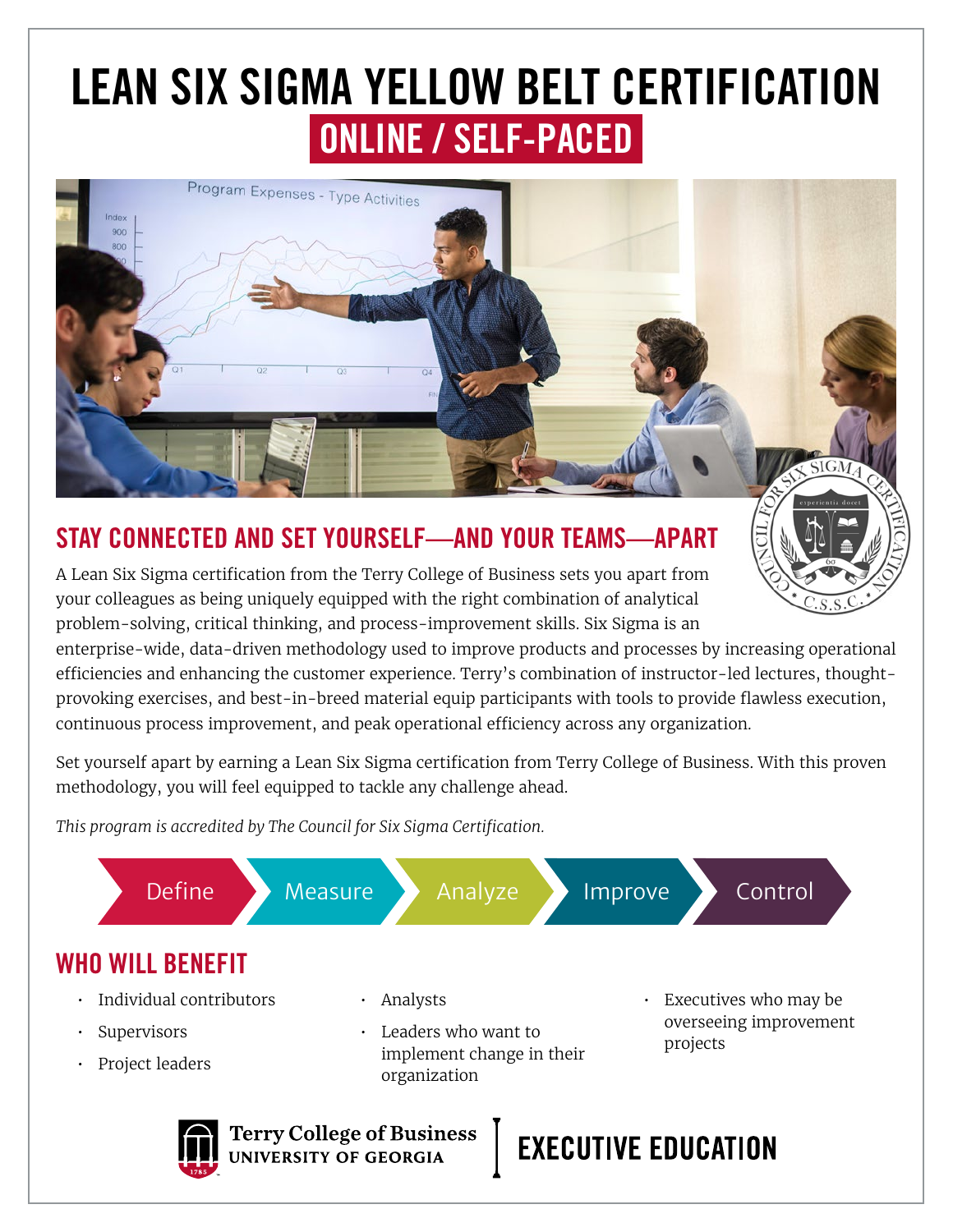# LEAN SIX SIGMA YELLOW BELT CERTIFICATION

## ONLINE / SELF-PACED

## STAY CONNECTED AND SET YOURSELF—AND YOUR TEAMS—APART

A Lean Six Sigma certification from the Terry College of Business sets you apart from your colleagues as being uniquely equipped with the right combination of analytical problem-solving, critical thinking, and process-improvement skills. Six Sigma is an enterprise-wide, data-driven methodology used to improve products and processes by increasing operational efficiencies and enhancing the customer experience. Terry's combination of instructor-led lectures, thought-provoking exercises, and best-in-breed material equip participants with tools to provide flawless execution, continuous process improvement, and peak operational efficiency across any organization.

Set yourself apart by earning a Lean Six Sigma certification from Terry College of Business. With this proven methodology, you will feel equipped to tackle any challenge ahead.

*This program is accredited by The Council for Six Sigma Certification.*

Define → Measure → Analyze → Improve → Control

## WHO WILL BENEFIT

- Individual contributors
- Supervisors
- Project leaders
- Analysts
- Leaders who want to implement change in their organization
- Executives who may be overseeing improvement projects

Terry College of Business
UNIVERSITY OF GEORGIA

EXECUTIVE EDUCATION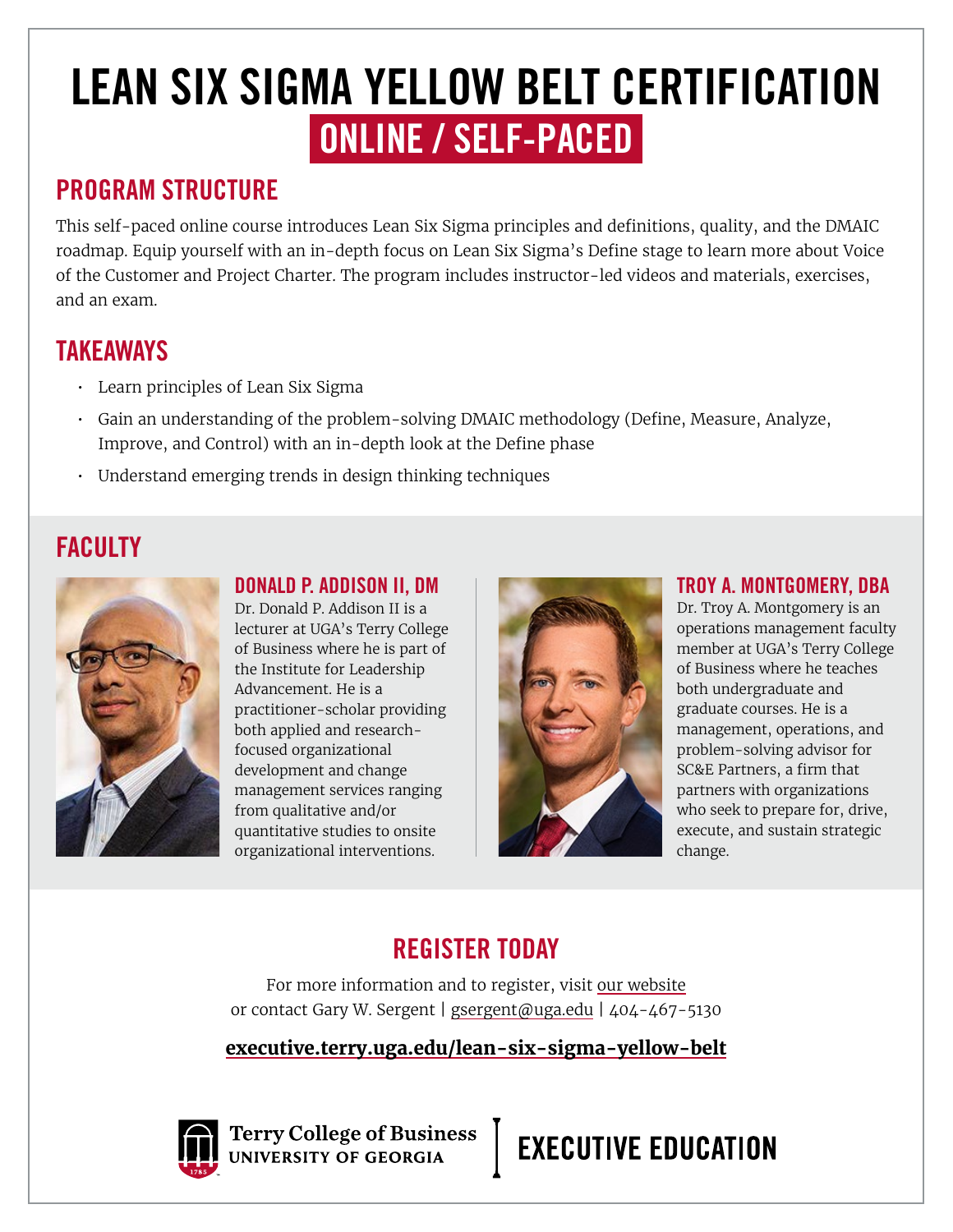# LEAN SIX SIGMA YELLOW BELT CERTIFICATION

## ONLINE / SELF-PACED

## PROGRAM STRUCTURE

This self-paced online course introduces Lean Six Sigma principles and definitions, quality, and the DMAIC roadmap. Equip yourself with an in-depth focus on Lean Six Sigma's Define stage to learn more about Voice of the Customer and Project Charter. The program includes instructor-led videos and materials, exercises, and an exam.

## TAKEAWAYS

- Learn principles of Lean Six Sigma
- Gain an understanding of the problem-solving DMAIC methodology (Define, Measure, Analyze, Improve, and Control) with an in-depth look at the Define phase
- Understand emerging trends in design thinking techniques

## FACULTY

### DONALD P. ADDISON II, DM

Dr. Donald P. Addison II is a lecturer at UGA's Terry College of Business where he is part of the Institute for Leadership Advancement. He is a practitioner-scholar providing both applied and research-focused organizational development and change management services ranging from qualitative and/or quantitative studies to onsite organizational interventions.

### TROY A. MONTGOMERY, DBA

Dr. Troy A. Montgomery is an operations management faculty member at UGA's Terry College of Business where he teaches both undergraduate and graduate courses. He is a management, operations, and problem-solving advisor for SC&E Partners, a firm that partners with organizations who seek to prepare for, drive, execute, and sustain strategic change.

## REGISTER TODAY

For more information and to register, visit our website
or contact Gary W. Sergent | gsergent@uga.edu | 404-467-5130

**executive.terry.uga.edu/lean-six-sigma-yellow-belt**

Terry College of Business
UNIVERSITY OF GEORGIA | EXECUTIVE EDUCATION